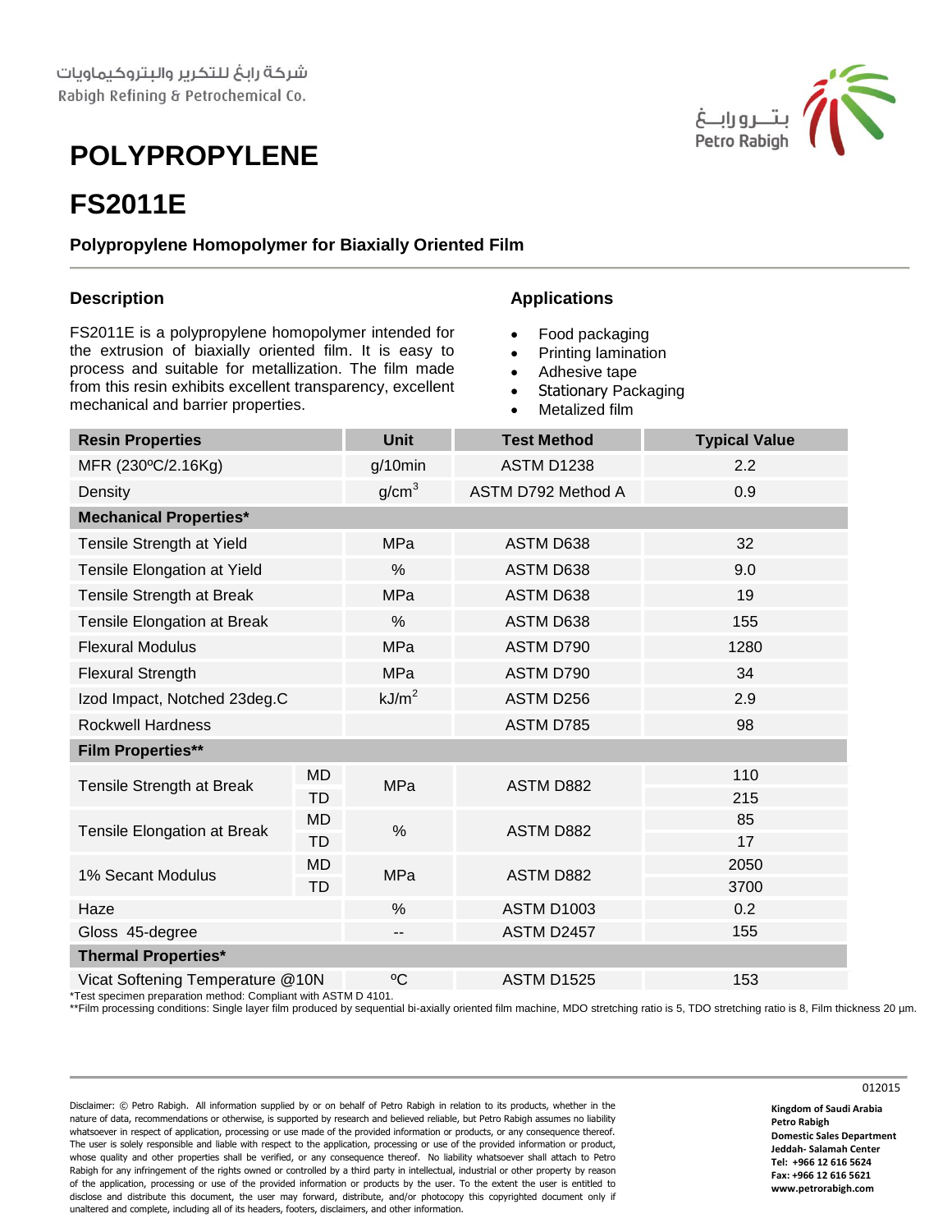شركة رابغ للتكرير والبتروكيماويات
Rabigh Refining & Petrochemical Co.

بترورابغ
Petro Rabigh

# POLYPROPYLENE

# FS2011E

### Polypropylene Homopolymer for Biaxially Oriented Film

## Description

FS2011E is a polypropylene homopolymer intended for the extrusion of biaxially oriented film. It is easy to process and suitable for metallization. The film made from this resin exhibits excellent transparency, excellent mechanical and barrier properties.

## Applications

- Food packaging
- Printing lamination
- Adhesive tape
- Stationary Packaging
- Metalized film

| Resin Properties | | Unit | Test Method | Typical Value |
|---|---|---|---|---|
| MFR (230ºC/2.16Kg) | | g/10min | ASTM D1238 | 2.2 |
| Density | | $g/cm^3$ | ASTM D792 Method A | 0.9 |
| **Mechanical Properties*** | | | | |
| Tensile Strength at Yield | | MPa | ASTM D638 | 32 |
| Tensile Elongation at Yield | | % | ASTM D638 | 9.0 |
| Tensile Strength at Break | | MPa | ASTM D638 | 19 |
| Tensile Elongation at Break | | % | ASTM D638 | 155 |
| Flexural Modulus | | MPa | ASTM D790 | 1280 |
| Flexural Strength | | MPa | ASTM D790 | 34 |
| Izod Impact, Notched 23deg.C | | $kJ/m^2$ | ASTM D256 | 2.9 |
| Rockwell Hardness | | | ASTM D785 | 98 |
| **Film Properties**** | | | | |
| Tensile Strength at Break | MD | MPa | ASTM D882 | 110 |
| | TD | | | 215 |
| Tensile Elongation at Break | MD | % | ASTM D882 | 85 |
| | TD | | | 17 |
| 1% Secant Modulus | MD | MPa | ASTM D882 | 2050 |
| | TD | | | 3700 |
| Haze | | % | ASTM D1003 | 0.2 |
| Gloss 45-degree | | -- | ASTM D2457 | 155 |
| **Thermal Properties*** | | | | |
| Vicat Softening Temperature @10N | | ºC | ASTM D1525 | 153 |

*Test specimen preparation method: Compliant with ASTM D 4101.

**Film processing conditions: Single layer film produced by sequential bi-axially oriented film machine, MDO stretching ratio is 5, TDO stretching ratio is 8, Film thickness 20 µm.

012015

Disclaimer: © Petro Rabigh. All information supplied by or on behalf of Petro Rabigh in relation to its products, whether in the nature of data, recommendations or otherwise, is supported by research and believed reliable, but Petro Rabigh assumes no liability whatsoever in respect of application, processing or use made of the provided information or products, or any consequence thereof. The user is solely responsible and liable with respect to the application, processing or use of the provided information or product, whose quality and other properties shall be verified, or any consequence thereof. No liability whatsoever shall attach to Petro Rabigh for any infringement of the rights owned or controlled by a third party in intellectual, industrial or other property by reason of the application, processing or use of the provided information or products by the user. To the extent the user is entitled to disclose and distribute this document, the user may forward, distribute, and/or photocopy this copyrighted document only if unaltered and complete, including all of its headers, footers, disclaimers, and other information.

**Kingdom of Saudi Arabia**
**Petro Rabigh**
**Domestic Sales Department**
**Jeddah- Salamah Center**
**Tel: +966 12 616 5624**
**Fax: +966 12 616 5621**
**www.petrorabigh.com**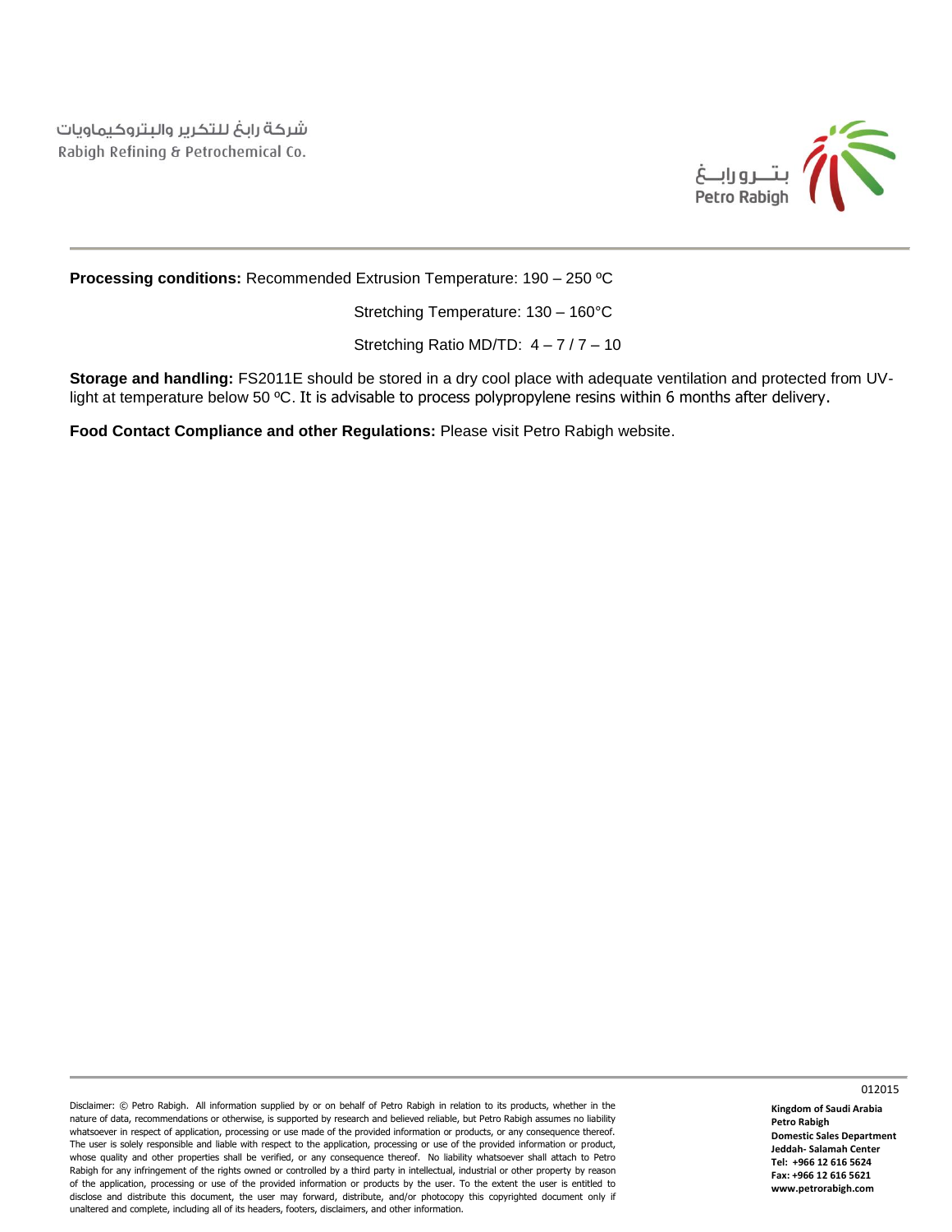**Processing conditions:** Recommended Extrusion Temperature: 190 – 250 ºC

Stretching Temperature: 130 – 160°C

Stretching Ratio MD/TD: 4 – 7 / 7 – 10

**Storage and handling:** FS2011E should be stored in a dry cool place with adequate ventilation and protected from UV-light at temperature below 50 ºC. It is advisable to process polypropylene resins within 6 months after delivery.

**Food Contact Compliance and other Regulations:** Please visit Petro Rabigh website.

012015

Disclaimer: © Petro Rabigh. All information supplied by or on behalf of Petro Rabigh in relation to its products, whether in the nature of data, recommendations or otherwise, is supported by research and believed reliable, but Petro Rabigh assumes no liability whatsoever in respect of application, processing or use made of the provided information or products, or any consequence thereof. The user is solely responsible and liable with respect to the application, processing or use of the provided information or product, whose quality and other properties shall be verified, or any consequence thereof. No liability whatsoever shall attach to Petro Rabigh for any infringement of the rights owned or controlled by a third party in intellectual, industrial or other property by reason of the application, processing or use of the provided information or products by the user. To the extent the user is entitled to disclose and distribute this document, the user may forward, distribute, and/or photocopy this copyrighted document only if unaltered and complete, including all of its headers, footers, disclaimers, and other information.

**Kingdom of Saudi Arabia**
**Petro Rabigh**
**Domestic Sales Department**
**Jeddah- Salamah Center**
**Tel: +966 12 616 5624**
**Fax: +966 12 616 5621**
**www.petrorabigh.com**